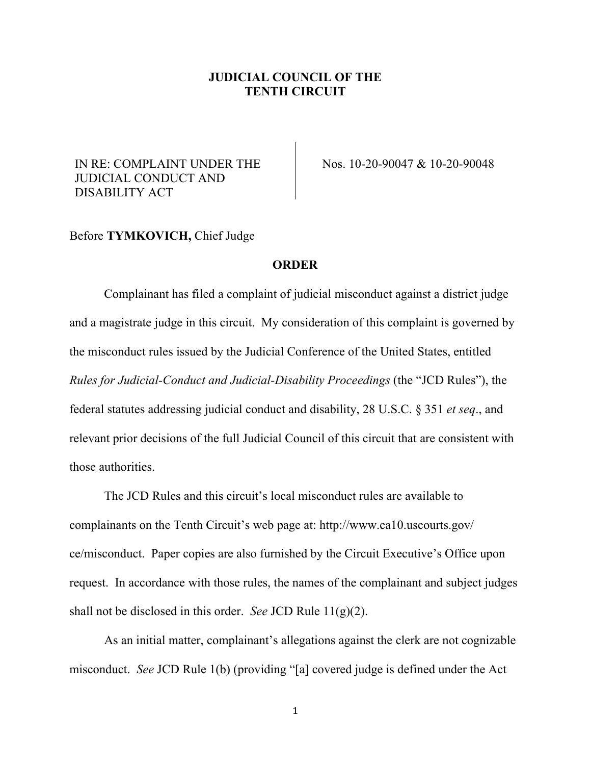**JUDICIAL COUNCIL OF THE**
**TENTH CIRCUIT**

| | |
|---|---|
| IN RE: COMPLAINT UNDER THE JUDICIAL CONDUCT AND DISABILITY ACT | Nos. 10-20-90047 & 10-20-90048 |

Before **TYMKOVICH,** Chief Judge

**ORDER**

Complainant has filed a complaint of judicial misconduct against a district judge and a magistrate judge in this circuit. My consideration of this complaint is governed by the misconduct rules issued by the Judicial Conference of the United States, entitled *Rules for Judicial-Conduct and Judicial-Disability Proceedings* (the "JCD Rules"), the federal statutes addressing judicial conduct and disability, 28 U.S.C. § 351 *et seq*., and relevant prior decisions of the full Judicial Council of this circuit that are consistent with those authorities.

The JCD Rules and this circuit's local misconduct rules are available to complainants on the Tenth Circuit's web page at: http://www.ca10.uscourts.gov/ce/misconduct. Paper copies are also furnished by the Circuit Executive's Office upon request. In accordance with those rules, the names of the complainant and subject judges shall not be disclosed in this order. *See* JCD Rule 11(g)(2).

As an initial matter, complainant's allegations against the clerk are not cognizable misconduct. *See* JCD Rule 1(b) (providing "[a] covered judge is defined under the Act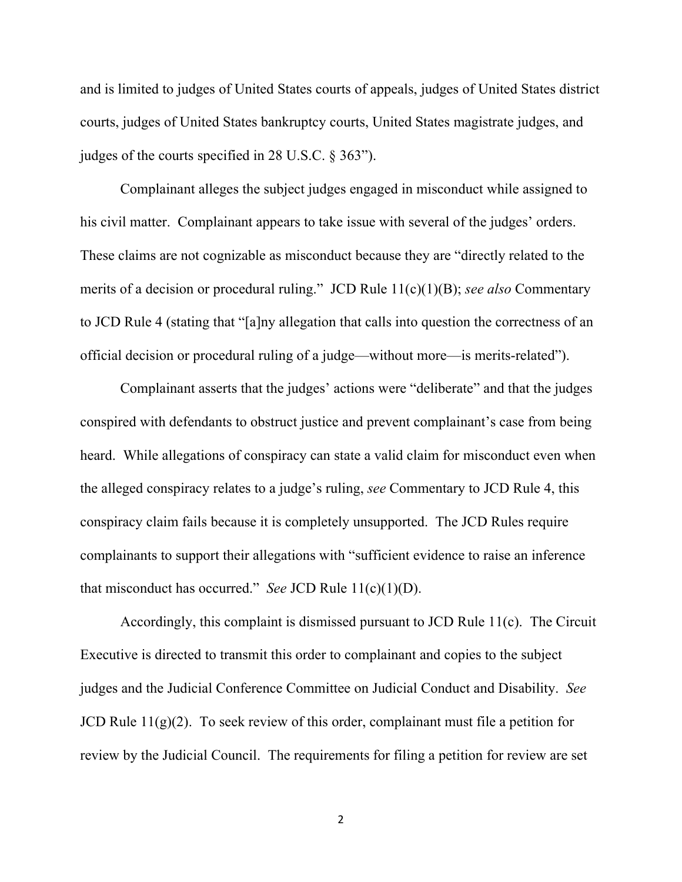and is limited to judges of United States courts of appeals, judges of United States district courts, judges of United States bankruptcy courts, United States magistrate judges, and judges of the courts specified in 28 U.S.C. § 363").

Complainant alleges the subject judges engaged in misconduct while assigned to his civil matter. Complainant appears to take issue with several of the judges' orders. These claims are not cognizable as misconduct because they are "directly related to the merits of a decision or procedural ruling." JCD Rule 11(c)(1)(B); *see also* Commentary to JCD Rule 4 (stating that "[a]ny allegation that calls into question the correctness of an official decision or procedural ruling of a judge—without more—is merits-related").

Complainant asserts that the judges' actions were "deliberate" and that the judges conspired with defendants to obstruct justice and prevent complainant's case from being heard. While allegations of conspiracy can state a valid claim for misconduct even when the alleged conspiracy relates to a judge's ruling, *see* Commentary to JCD Rule 4, this conspiracy claim fails because it is completely unsupported. The JCD Rules require complainants to support their allegations with "sufficient evidence to raise an inference that misconduct has occurred." *See* JCD Rule 11(c)(1)(D).

Accordingly, this complaint is dismissed pursuant to JCD Rule 11(c). The Circuit Executive is directed to transmit this order to complainant and copies to the subject judges and the Judicial Conference Committee on Judicial Conduct and Disability. *See* JCD Rule 11(g)(2). To seek review of this order, complainant must file a petition for review by the Judicial Council. The requirements for filing a petition for review are set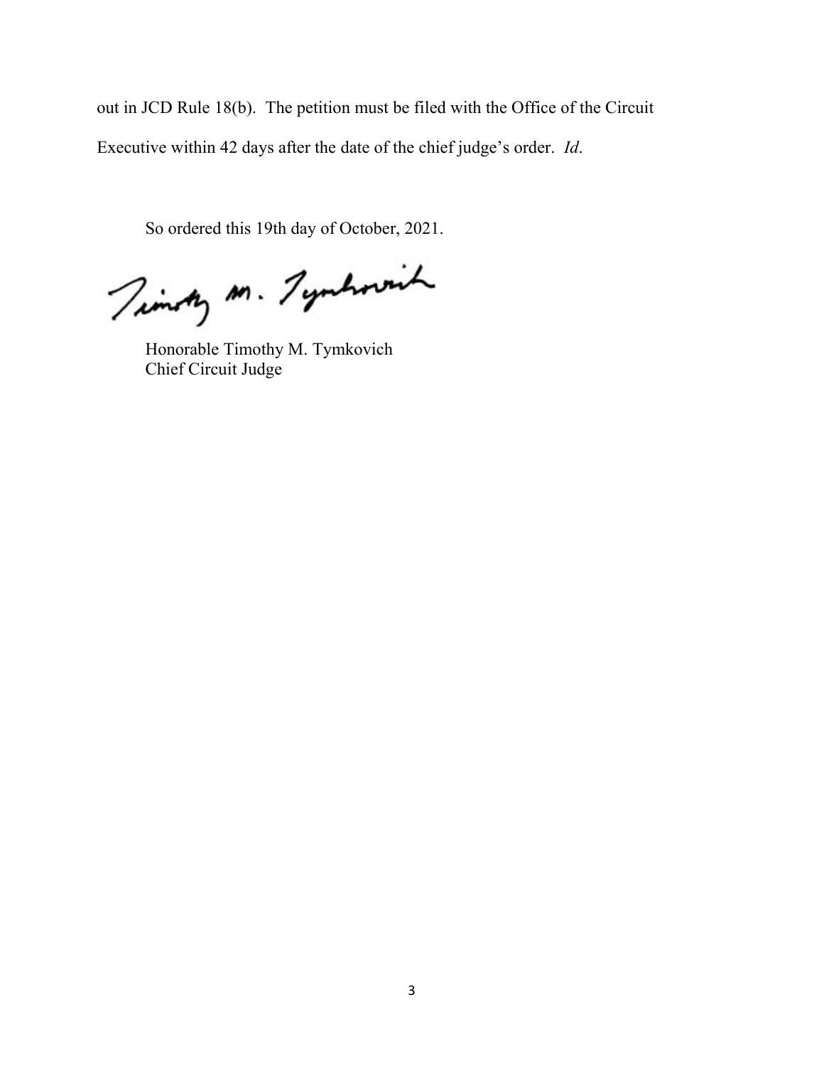out in JCD Rule 18(b). The petition must be filed with the Office of the Circuit Executive within 42 days after the date of the chief judge's order. *Id*.

So ordered this 19th day of October, 2021.

Honorable Timothy M. Tymkovich
Chief Circuit Judge